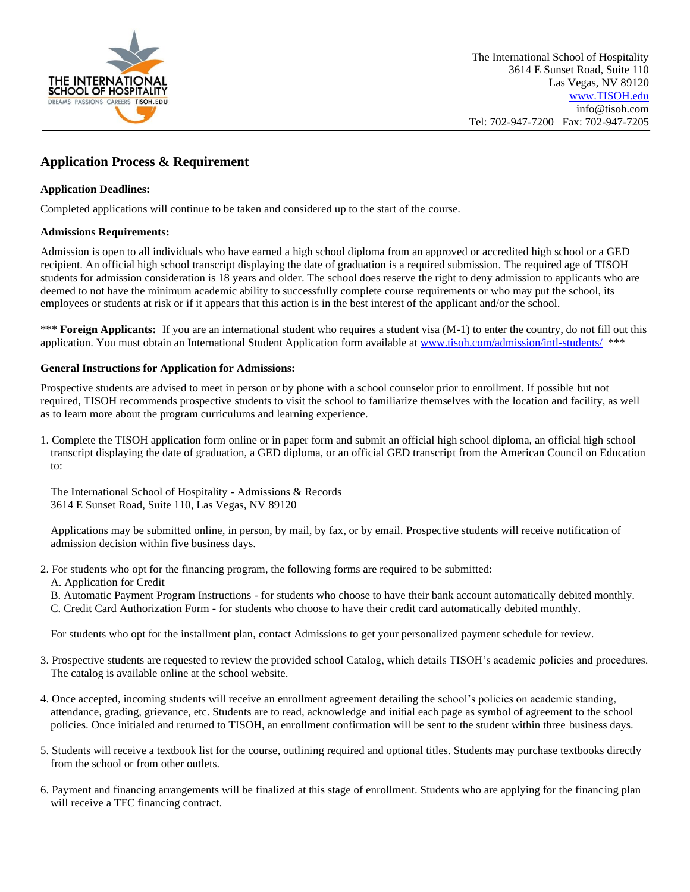The International School of Hospitality
3614 E Sunset Road, Suite 110
Las Vegas, NV 89120
www.TISOH.edu
info@tisoh.com
Tel: 702-947-7200 Fax: 702-947-7205

## Application Process & Requirement

**Application Deadlines:**

Completed applications will continue to be taken and considered up to the start of the course.

**Admissions Requirements:**

Admission is open to all individuals who have earned a high school diploma from an approved or accredited high school or a GED recipient. An official high school transcript displaying the date of graduation is a required submission. The required age of TISOH students for admission consideration is 18 years and older. The school does reserve the right to deny admission to applicants who are deemed to not have the minimum academic ability to successfully complete course requirements or who may put the school, its employees or students at risk or if it appears that this action is in the best interest of the applicant and/or the school.

*** **Foreign Applicants:** If you are an international student who requires a student visa (M-1) to enter the country, do not fill out this application. You must obtain an International Student Application form available at www.tisoh.com/admission/intl-students/ ***

**General Instructions for Application for Admissions:**

Prospective students are advised to meet in person or by phone with a school counselor prior to enrollment. If possible but not required, TISOH recommends prospective students to visit the school to familiarize themselves with the location and facility, as well as to learn more about the program curriculums and learning experience.

1. Complete the TISOH application form online or in paper form and submit an official high school diploma, an official high school transcript displaying the date of graduation, a GED diploma, or an official GED transcript from the American Council on Education to:

   The International School of Hospitality - Admissions & Records
   3614 E Sunset Road, Suite 110, Las Vegas, NV 89120

   Applications may be submitted online, in person, by mail, by fax, or by email. Prospective students will receive notification of admission decision within five business days.

2. For students who opt for the financing program, the following forms are required to be submitted:
   A. Application for Credit
   B. Automatic Payment Program Instructions - for students who choose to have their bank account automatically debited monthly.
   C. Credit Card Authorization Form - for students who choose to have their credit card automatically debited monthly.

   For students who opt for the installment plan, contact Admissions to get your personalized payment schedule for review.

3. Prospective students are requested to review the provided school Catalog, which details TISOH's academic policies and procedures. The catalog is available online at the school website.

4. Once accepted, incoming students will receive an enrollment agreement detailing the school's policies on academic standing, attendance, grading, grievance, etc. Students are to read, acknowledge and initial each page as symbol of agreement to the school policies. Once initialed and returned to TISOH, an enrollment confirmation will be sent to the student within three business days.

5. Students will receive a textbook list for the course, outlining required and optional titles. Students may purchase textbooks directly from the school or from other outlets.

6. Payment and financing arrangements will be finalized at this stage of enrollment. Students who are applying for the financing plan will receive a TFC financing contract.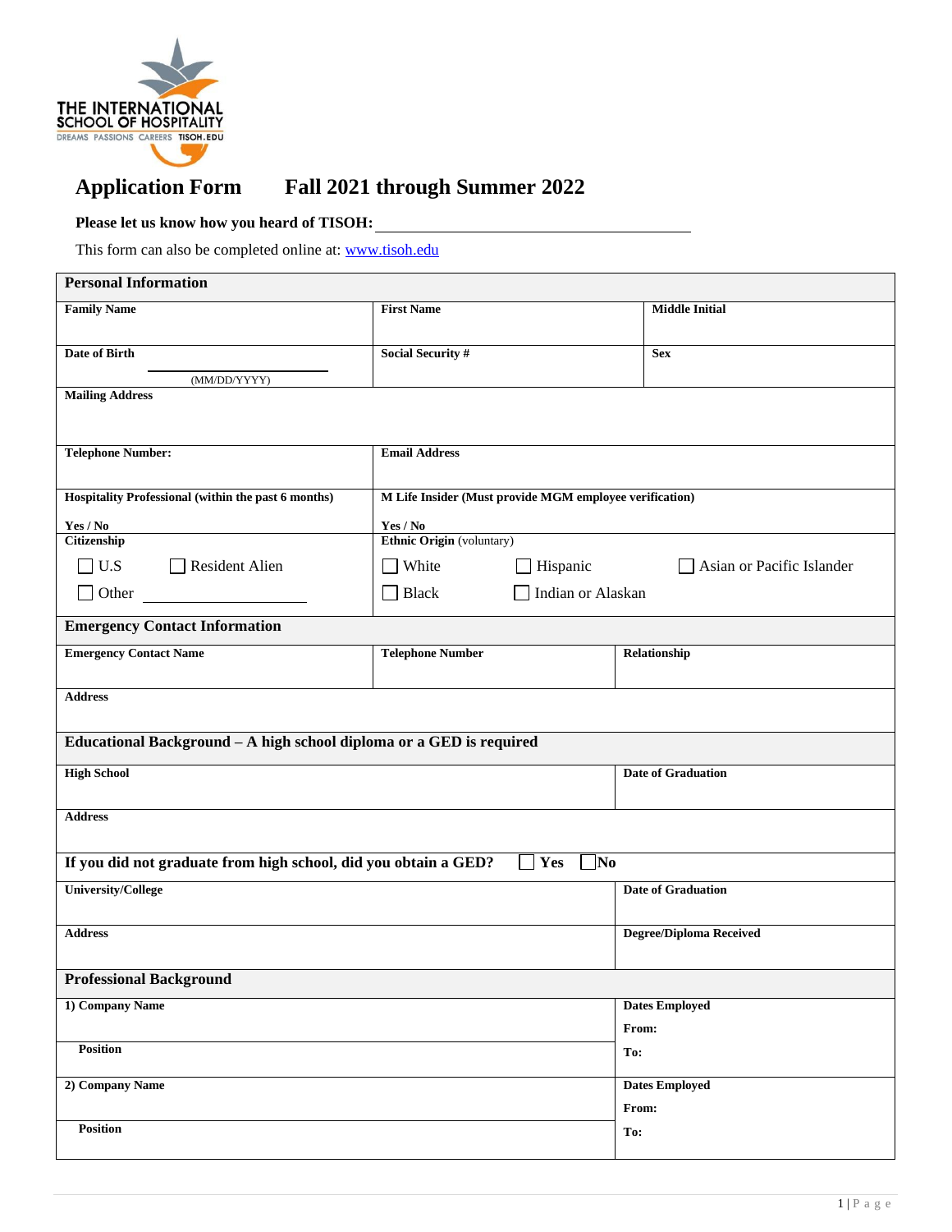THE INTERNATIONAL SCHOOL OF HOSPITALITY
DREAMS PASSIONS CAREERS TISOH.EDU

# Application Form     Fall 2021 through Summer 2022

**Please let us know how you heard of TISOH:** ____________________________________

This form can also be completed online at: [www.tisoh.edu](http://www.tisoh.edu)

| **Personal Information** | | |
|---|---|---|
| **Family Name** | **First Name** | **Middle Initial** |
| **Date of Birth** ____________ (MM/DD/YYYY) | **Social Security #** | **Sex** |
| **Mailing Address** | | |
| **Telephone Number:** | **Email Address** | |
| **Hospitality Professional (within the past 6 months)** **Yes / No** | **M Life Insider (Must provide MGM employee verification)** **Yes / No** | |
| **Citizenship** ☐ U.S ☐ Resident Alien ☐ Other ____________ | **Ethnic Origin** (voluntary) ☐ White ☐ Hispanic ☐ Asian or Pacific Islander ☐ Black ☐ Indian or Alaskan | |

| **Emergency Contact Information** | | |
|---|---|---|
| **Emergency Contact Name** | **Telephone Number** | **Relationship** |
| **Address** | | |

| **Educational Background – A high school diploma or a GED is required** | |
|---|---|
| **High School** | **Date of Graduation** |
| **Address** | |
| **If you did not graduate from high school, did you obtain a GED?** ☐ **Yes** ☐ **No** | |
| **University/College** | **Date of Graduation** |
| **Address** | **Degree/Diploma Received** |

| **Professional Background** | |
|---|---|
| **1) Company Name** | **Dates Employed** **From:** |
| **Position** | **To:** |
| **2) Company Name** | **Dates Employed** **From:** |
| **Position** | **To:** |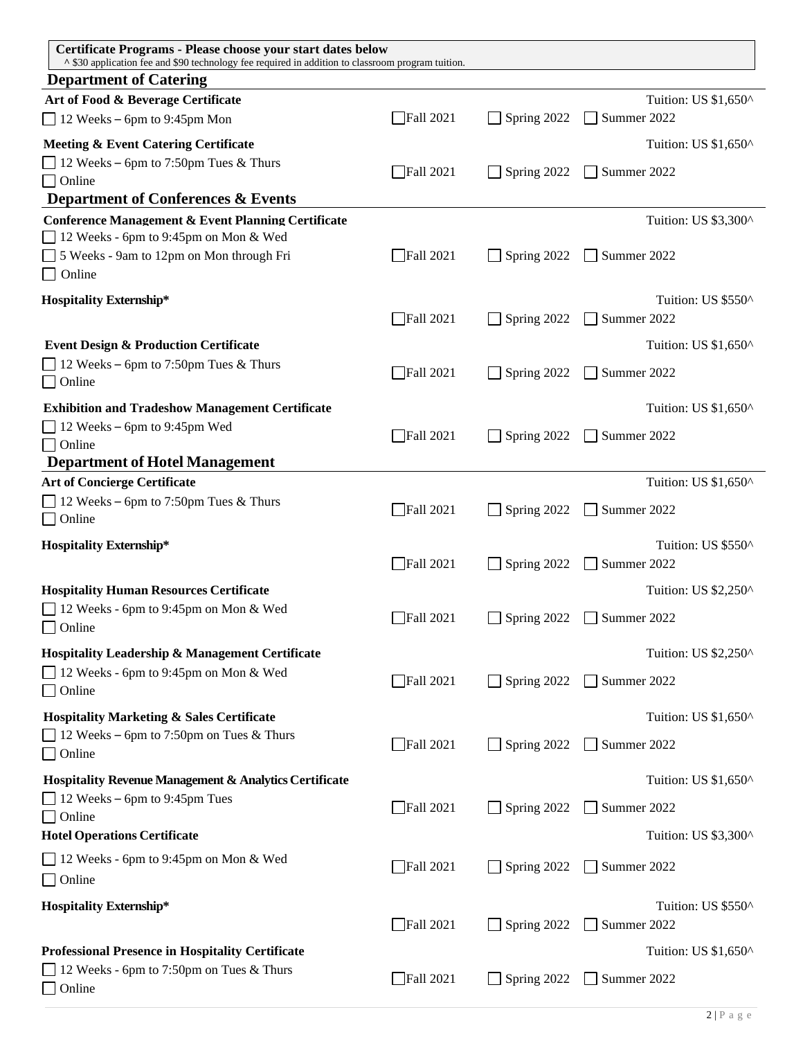**Certificate Programs - Please choose your start dates below**
^ $30 application fee and $90 technology fee required in addition to classroom program tuition.

## Department of Catering

**Art of Food & Beverage Certificate** — Tuition: US $1,650^

- ☐ 12 Weeks – 6pm to 9:45pm Mon

☐ Fall 2021 ☐ Spring 2022 ☐ Summer 2022

**Meeting & Event Catering Certificate** — Tuition: US $1,650^

- ☐ 12 Weeks – 6pm to 7:50pm Tues & Thurs
- ☐ Online

☐ Fall 2021 ☐ Spring 2022 ☐ Summer 2022

## Department of Conferences & Events

**Conference Management & Event Planning Certificate** — Tuition: US $3,300^

- ☐ 12 Weeks - 6pm to 9:45pm on Mon & Wed
- ☐ 5 Weeks - 9am to 12pm on Mon through Fri
- ☐ Online

☐ Fall 2021 ☐ Spring 2022 ☐ Summer 2022

**Hospitality Externship*** — Tuition: US $550^

☐ Fall 2021 ☐ Spring 2022 ☐ Summer 2022

**Event Design & Production Certificate** — Tuition: US $1,650^

- ☐ 12 Weeks – 6pm to 7:50pm Tues & Thurs
- ☐ Online

☐ Fall 2021 ☐ Spring 2022 ☐ Summer 2022

**Exhibition and Tradeshow Management Certificate** — Tuition: US $1,650^

- ☐ 12 Weeks – 6pm to 9:45pm Wed
- ☐ Online

☐ Fall 2021 ☐ Spring 2022 ☐ Summer 2022

## Department of Hotel Management

**Art of Concierge Certificate** — Tuition: US $1,650^

- ☐ 12 Weeks – 6pm to 7:50pm Tues & Thurs
- ☐ Online

☐ Fall 2021 ☐ Spring 2022 ☐ Summer 2022

**Hospitality Externship*** — Tuition: US $550^

☐ Fall 2021 ☐ Spring 2022 ☐ Summer 2022

**Hospitality Human Resources Certificate** — Tuition: US $2,250^

- ☐ 12 Weeks - 6pm to 9:45pm on Mon & Wed
- ☐ Online

☐ Fall 2021 ☐ Spring 2022 ☐ Summer 2022

**Hospitality Leadership & Management Certificate** — Tuition: US $2,250^

- ☐ 12 Weeks - 6pm to 9:45pm on Mon & Wed
- ☐ Online

☐ Fall 2021 ☐ Spring 2022 ☐ Summer 2022

**Hospitality Marketing & Sales Certificate** — Tuition: US $1,650^

- ☐ 12 Weeks – 6pm to 7:50pm on Tues & Thurs
- ☐ Online

☐ Fall 2021 ☐ Spring 2022 ☐ Summer 2022

**Hospitality Revenue Management & Analytics Certificate** — Tuition: US $1,650^

- ☐ 12 Weeks – 6pm to 9:45pm Tues
- ☐ Online

☐ Fall 2021 ☐ Spring 2022 ☐ Summer 2022

**Hotel Operations Certificate** — Tuition: US $3,300^

- ☐ 12 Weeks - 6pm to 9:45pm on Mon & Wed
- ☐ Online

☐ Fall 2021 ☐ Spring 2022 ☐ Summer 2022

**Hospitality Externship*** — Tuition: US $550^

☐ Fall 2021 ☐ Spring 2022 ☐ Summer 2022

**Professional Presence in Hospitality Certificate** — Tuition: US $1,650^

- ☐ 12 Weeks - 6pm to 7:50pm on Tues & Thurs
- ☐ Online

☐ Fall 2021 ☐ Spring 2022 ☐ Summer 2022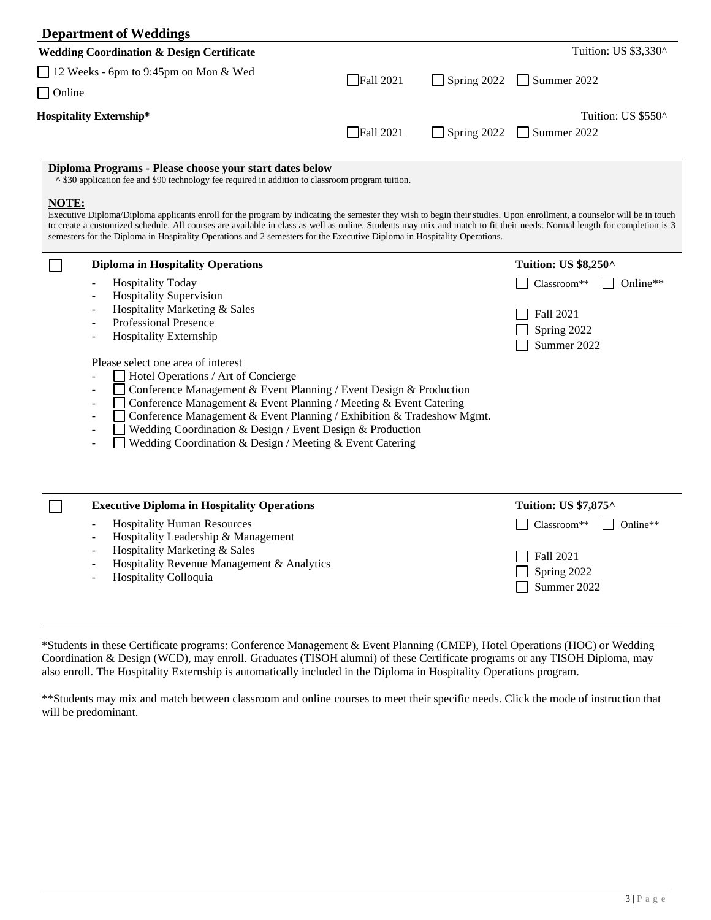## Department of Weddings

**Wedding Coordination & Design Certificate** — Tuition: US $3,330^

- ☐ 12 Weeks - 6pm to 9:45pm on Mon & Wed
- ☐ Online

☐ Fall 2021 ☐ Spring 2022 ☐ Summer 2022

**Hospitality Externship*** — Tuition: US $550^

☐ Fall 2021 ☐ Spring 2022 ☐ Summer 2022

**Diploma Programs - Please choose your start dates below**

^ $30 application fee and $90 technology fee required in addition to classroom program tuition.

**NOTE:**

Executive Diploma/Diploma applicants enroll for the program by indicating the semester they wish to begin their studies. Upon enrollment, a counselor will be in touch to create a customized schedule. All courses are available in class as well as online. Students may mix and match to fit their needs. Normal length for completion is 3 semesters for the Diploma in Hospitality Operations and 2 semesters for the Executive Diploma in Hospitality Operations.

☐ **Diploma in Hospitality Operations** — **Tuition: US $8,250^**

- Hospitality Today
- Hospitality Supervision
- Hospitality Marketing & Sales
- Professional Presence
- Hospitality Externship

☐ Classroom** ☐ Online**

☐ Fall 2021
☐ Spring 2022
☐ Summer 2022

Please select one area of interest

- ☐ Hotel Operations / Art of Concierge
- ☐ Conference Management & Event Planning / Event Design & Production
- ☐ Conference Management & Event Planning / Meeting & Event Catering
- ☐ Conference Management & Event Planning / Exhibition & Tradeshow Mgmt.
- ☐ Wedding Coordination & Design / Event Design & Production
- ☐ Wedding Coordination & Design / Meeting & Event Catering

☐ **Executive Diploma in Hospitality Operations** — **Tuition: US $7,875^**

- Hospitality Human Resources
- Hospitality Leadership & Management
- Hospitality Marketing & Sales
- Hospitality Revenue Management & Analytics
- Hospitality Colloquia

☐ Classroom** ☐ Online**

☐ Fall 2021
☐ Spring 2022
☐ Summer 2022

*Students in these Certificate programs: Conference Management & Event Planning (CMEP), Hotel Operations (HOC) or Wedding Coordination & Design (WCD), may enroll. Graduates (TISOH alumni) of these Certificate programs or any TISOH Diploma, may also enroll. The Hospitality Externship is automatically included in the Diploma in Hospitality Operations program.

**Students may mix and match between classroom and online courses to meet their specific needs. Click the mode of instruction that will be predominant.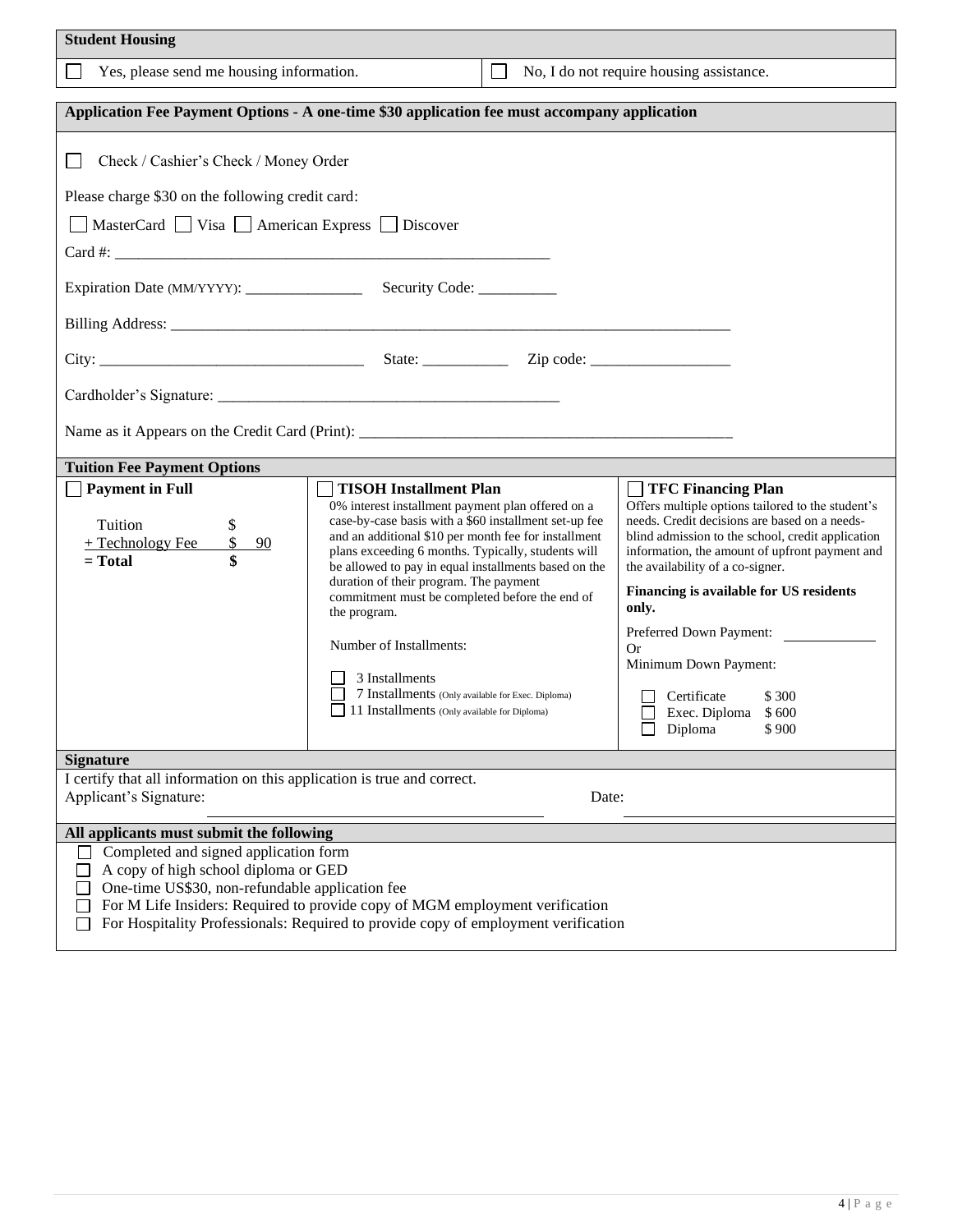## Student Housing

| | |
|---|---|
| ☐ Yes, please send me housing information. | ☐ No, I do not require housing assistance. |

## Application Fee Payment Options - A one-time $30 application fee must accompany application

☐ Check / Cashier's Check / Money Order

Please charge $30 on the following credit card:

☐ MasterCard ☐ Visa ☐ American Express ☐ Discover

Card #: ______________________________________________________

Expiration Date (MM/YYYY): _______________ Security Code: __________

Billing Address: ____________________________________________________________________________

City: __________________________________ State: ___________ Zip code: __________________

Cardholder's Signature: ____________________________________________

Name as it Appears on the Credit Card (Print): ________________________________________________

## Tuition Fee Payment Options

| ☐ **Payment in Full** | ☐ **TISOH Installment Plan** | ☐ **TFC Financing Plan** |
|---|---|---|
| Tuition $<br>+ Technology Fee $ 90<br>**= Total $** | 0% interest installment payment plan offered on a case-by-case basis with a $60 installment set-up fee and an additional $10 per month fee for installment plans exceeding 6 months. Typically, students will be allowed to pay in equal installments based on the duration of their program. The payment commitment must be completed before the end of the program.<br><br>Number of Installments:<br><br>☐ 3 Installments<br>☐ 7 Installments (Only available for Exec. Diploma)<br>☐ 11 Installments (Only available for Diploma) | Offers multiple options tailored to the student's needs. Credit decisions are based on a needs-blind admission to the school, credit application information, the amount of upfront payment and the availability of a co-signer.<br><br>**Financing is available for US residents only.**<br><br>Preferred Down Payment: ____________<br>Or<br>Minimum Down Payment:<br><br>☐ Certificate $ 300<br>☐ Exec. Diploma $ 600<br>☐ Diploma $ 900 |

## Signature

I certify that all information on this application is true and correct.

Applicant's Signature: ________________________________ Date: ________________________

## All applicants must submit the following

- ☐ Completed and signed application form
- ☐ A copy of high school diploma or GED
- ☐ One-time US$30, non-refundable application fee
- ☐ For M Life Insiders: Required to provide copy of MGM employment verification
- ☐ For Hospitality Professionals: Required to provide copy of employment verification